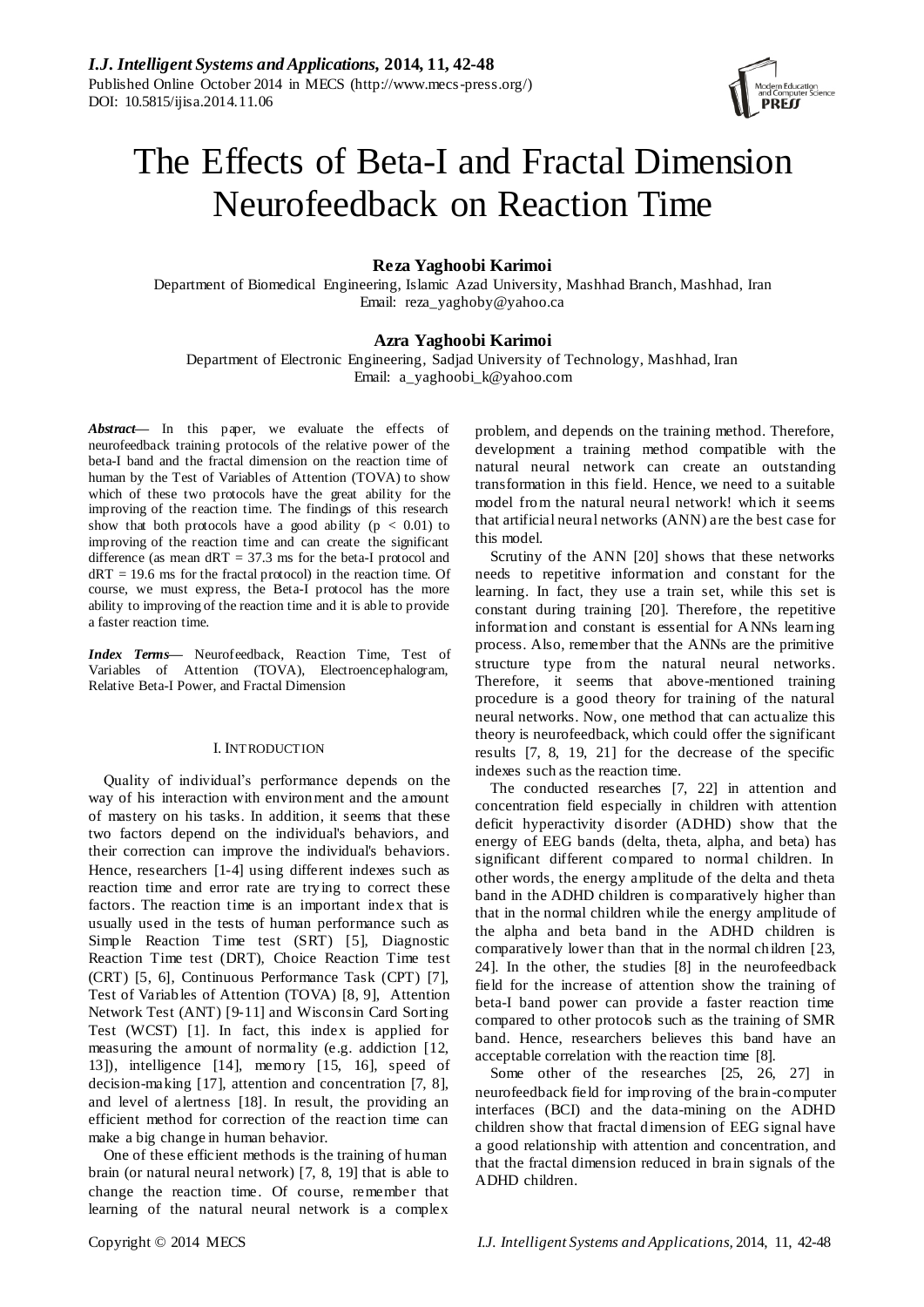# The Effects of Beta-I and Fractal Dimension Neurofeedback on Reaction Time

**Reza Yaghoobi Karimoi**

Department of Biomedical Engineering, Islamic Azad University, Mashhad Branch, Mashhad, Iran
Email: reza_yaghoby@yahoo.ca

**Azra Yaghoobi Karimoi**

Department of Electronic Engineering, Sadjad University of Technology, Mashhad, Iran
Email: a_yaghoobi_k@yahoo.com

***Abstract*—** In this paper, we evaluate the effects of neurofeedback training protocols of the relative power of the beta-I band and the fractal dimension on the reaction time of human by the Test of Variables of Attention (TOVA) to show which of these two protocols have the great ability for the improving of the reaction time. The findings of this research show that both protocols have a good ability ($p < 0.01$) to improving of the reaction time and can create the significant difference (as mean dRT = 37.3 ms for the beta-I protocol and dRT = 19.6 ms for the fractal protocol) in the reaction time. Of course, we must express, the Beta-I protocol has the more ability to improving of the reaction time and it is able to provide a faster reaction time.

***Index Terms*—** Neurofeedback, Reaction Time, Test of Variables of Attention (TOVA), Electroencephalogram, Relative Beta-I Power, and Fractal Dimension

## I. Introduction

Quality of individual's performance depends on the way of his interaction with environment and the amount of mastery on his tasks. In addition, it seems that these two factors depend on the individual's behaviors, and their correction can improve the individual's behaviors. Hence, researchers [1-4] using different indexes such as reaction time and error rate are trying to correct these factors. The reaction time is an important index that is usually used in the tests of human performance such as Simple Reaction Time test (SRT) [5], Diagnostic Reaction Time test (DRT), Choice Reaction Time test (CRT) [5, 6], Continuous Performance Task (CPT) [7], Test of Variables of Attention (TOVA) [8, 9], Attention Network Test (ANT) [9-11] and Wisconsin Card Sorting Test (WCST) [1]. In fact, this index is applied for measuring the amount of normality (e.g. addiction [12, 13]), intelligence [14], memory [15, 16], speed of decision-making [17], attention and concentration [7, 8], and level of alertness [18]. In result, the providing an efficient method for correction of the reaction time can make a big change in human behavior.

One of these efficient methods is the training of human brain (or natural neural network) [7, 8, 19] that is able to change the reaction time. Of course, remember that learning of the natural neural network is a complex problem, and depends on the training method. Therefore, development a training method compatible with the natural neural network can create an outstanding transformation in this field. Hence, we need to a suitable model from the natural neural network! which it seems that artificial neural networks (ANN) are the best case for this model.

Scrutiny of the ANN [20] shows that these networks needs to repetitive information and constant for the learning. In fact, they use a train set, while this set is constant during training [20]. Therefore, the repetitive information and constant is essential for ANNs learning process. Also, remember that the ANNs are the primitive structure type from the natural neural networks. Therefore, it seems that above-mentioned training procedure is a good theory for training of the natural neural networks. Now, one method that can actualize this theory is neurofeedback, which could offer the significant results [7, 8, 19, 21] for the decrease of the specific indexes such as the reaction time.

The conducted researches [7, 22] in attention and concentration field especially in children with attention deficit hyperactivity disorder (ADHD) show that the energy of EEG bands (delta, theta, alpha, and beta) has significant difference compared to normal children. In other words, the energy amplitude of the delta and theta band in the ADHD children is comparatively higher than that in the normal children while the energy amplitude of the alpha and beta band in the ADHD children is comparatively lower than that in the normal children [23, 24]. In the other, the studies [8] in the neurofeedback field for the increase of attention show the training of beta-I band power can provide a faster reaction time compared to other protocols such as the training of SMR band. Hence, researchers believes this band have an acceptable correlation with the reaction time [8].

Some other of the researches [25, 26, 27] in neurofeedback field for improving of the brain-computer interfaces (BCI) and the data-mining on the ADHD children show that fractal dimension of EEG signal have a good relationship with attention and concentration, and that the fractal dimension reduced in brain signals of the ADHD children.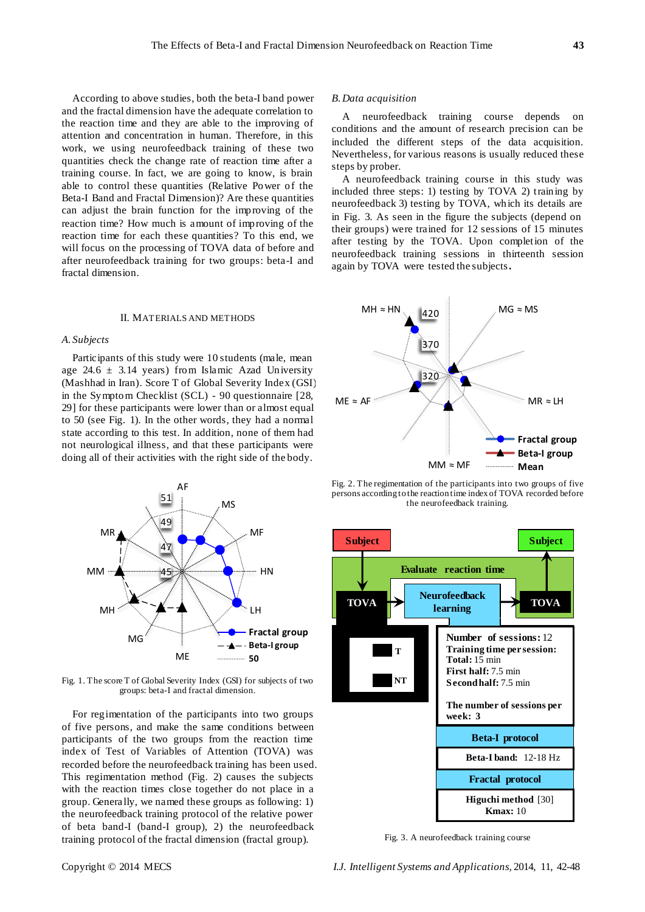According to above studies, both the beta-I band power and the fractal dimension have the adequate correlation to the reaction time and they are able to the improving of attention and concentration in human. Therefore, in this work, we using neurofeedback training of these two quantities check the change rate of reaction time after a training course. In fact, we are going to know, is brain able to control these quantities (Relative Power of the Beta-I Band and Fractal Dimension)? Are these quantities can adjust the brain function for the improving of the reaction time? How much is amount of improving of the reaction time for each these quantities? To this end, we will focus on the processing of TOVA data of before and after neurofeedback training for two groups: beta-I and fractal dimension.

## II. Materials and Methods

### *A. Subjects*

Participants of this study were 10 students (male, mean age 24.6 ± 3.14 years) from Islamic Azad University (Mashhad in Iran). Score T of Global Severity Index (GSI) in the Symptom Checklist (SCL) - 90 questionnaire [28, 29] for these participants were lower than or almost equal to 50 (see Fig. 1). In the other words, they had a normal state according to this test. In addition, none of them had not neurological illness, and that these participants were doing all of their activities with the right side of the body.

Fig. 1. The score T of Global Severity Index (GSI) for subjects of two groups: beta-I and fractal dimension.

For regimentation of the participants into two groups of five persons, and make the same conditions between participants of the two groups from the reaction time index of Test of Variables of Attention (TOVA) was recorded before the neurofeedback training has been used. This regimentation method (Fig. 2) causes the subjects with the reaction times close together do not place in a group. Generally, we named these groups as following: 1) the neurofeedback training protocol of the relative power of beta band-I (band-I group), 2) the neurofeedback training protocol of the fractal dimension (fractal group).

### *B. Data acquisition*

A neurofeedback training course depends on conditions and the amount of research precision can be included the different steps of the data acquisition. Nevertheless, for various reasons is usually reduced these steps by prober.

A neurofeedback training course in this study was included three steps: 1) testing by TOVA 2) training by neurofeedback 3) testing by TOVA, which its details are in Fig. 3. As seen in the figure the subjects (depend on their groups) were trained for 12 sessions of 15 minutes after testing by the TOVA. Upon completion of the neurofeedback training sessions in thirteenth session again by TOVA were tested the subjects.

Fig. 2. The regimentation of the participants into two groups of five persons according to the reaction time index of TOVA recorded before the neurofeedback training.

Fig. 3. A neurofeedback training course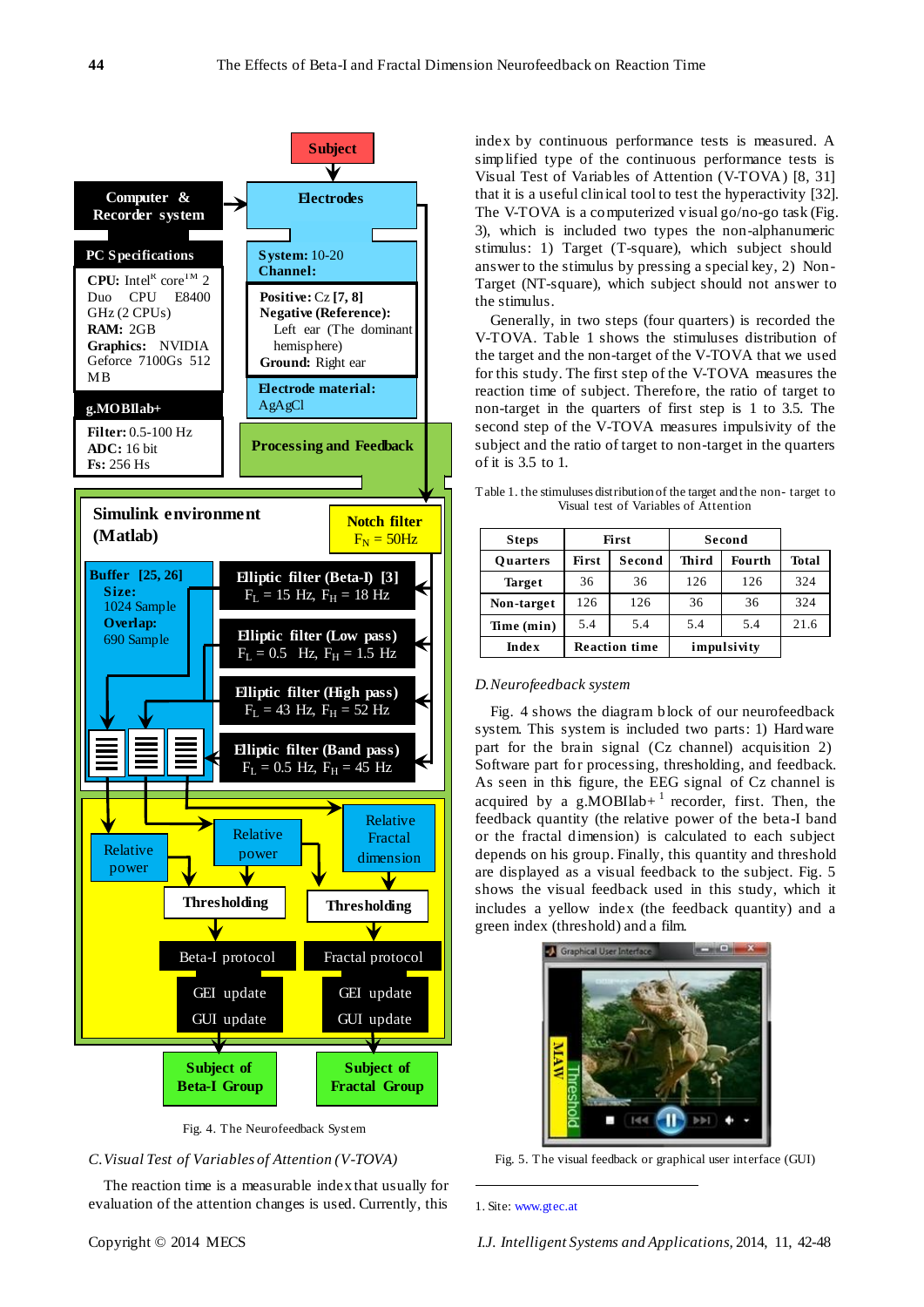Fig. 4. The Neurofeedback System

### C. Visual Test of Variables of Attention (V-TOVA)

The reaction time is a measurable index that usually for evaluation of the attention changes is used. Currently, this index by continuous performance tests is measured. A simplified type of the continuous performance tests is Visual Test of Variables of Attention (V-TOVA) [8, 31] that it is a useful clinical tool to test the hyperactivity [32]. The V-TOVA is a computerized visual go/no-go task (Fig. 3), which is included two types the non-alphanumeric stimulus: 1) Target (T-square), which subject should answer to the stimulus by pressing a special key, 2) Non-Target (NT-square), which subject should not answer to the stimulus.

Generally, in two steps (four quarters) is recorded the V-TOVA. Table 1 shows the stimuluses distribution of the target and the non-target of the V-TOVA that we used for this study. The first step of the V-TOVA measures the reaction time of subject. Therefore, the ratio of target to non-target in the quarters of first step is 1 to 3.5. The second step of the V-TOVA measures impulsivity of the subject and the ratio of target to non-target in the quarters of it is 3.5 to 1.

Table 1. the stimuluses distribution of the target and the non- target to Visual test of Variables of Attention

| Steps | First | | Second | | |
|---|---|---|---|---|---|
| Quarters | First | Second | Third | Fourth | Total |
| Target | 36 | 36 | 126 | 126 | 324 |
| Non-target | 126 | 126 | 36 | 36 | 324 |
| Time (min) | 5.4 | 5.4 | 5.4 | 5.4 | 21.6 |
| Index | Reaction time | | impulsivity | | |

### D. Neurofeedback system

Fig. 4 shows the diagram block of our neurofeedback system. This system is included two parts: 1) Hardware part for the brain signal (Cz channel) acquisition 2) Software part for processing, thresholding and feedback. As seen in this figure, the EEG signal of Cz channel is acquired by a g.MOBIlab+ [1] recorder, first. Then, the feedback quantity (the relative power of the beta-I band or the fractal dimension) is calculated to each subject depends on his group. Finally, this quantity and threshold are displayed as a visual feedback to the subject. Fig. 5 shows the visual feedback used in this study, which it includes a yellow index (the feedback quantity) and a green index (threshold) and a film.

Fig. 5. The visual feedback or graphical user interface (GUI)

1. Site: www.gtec.at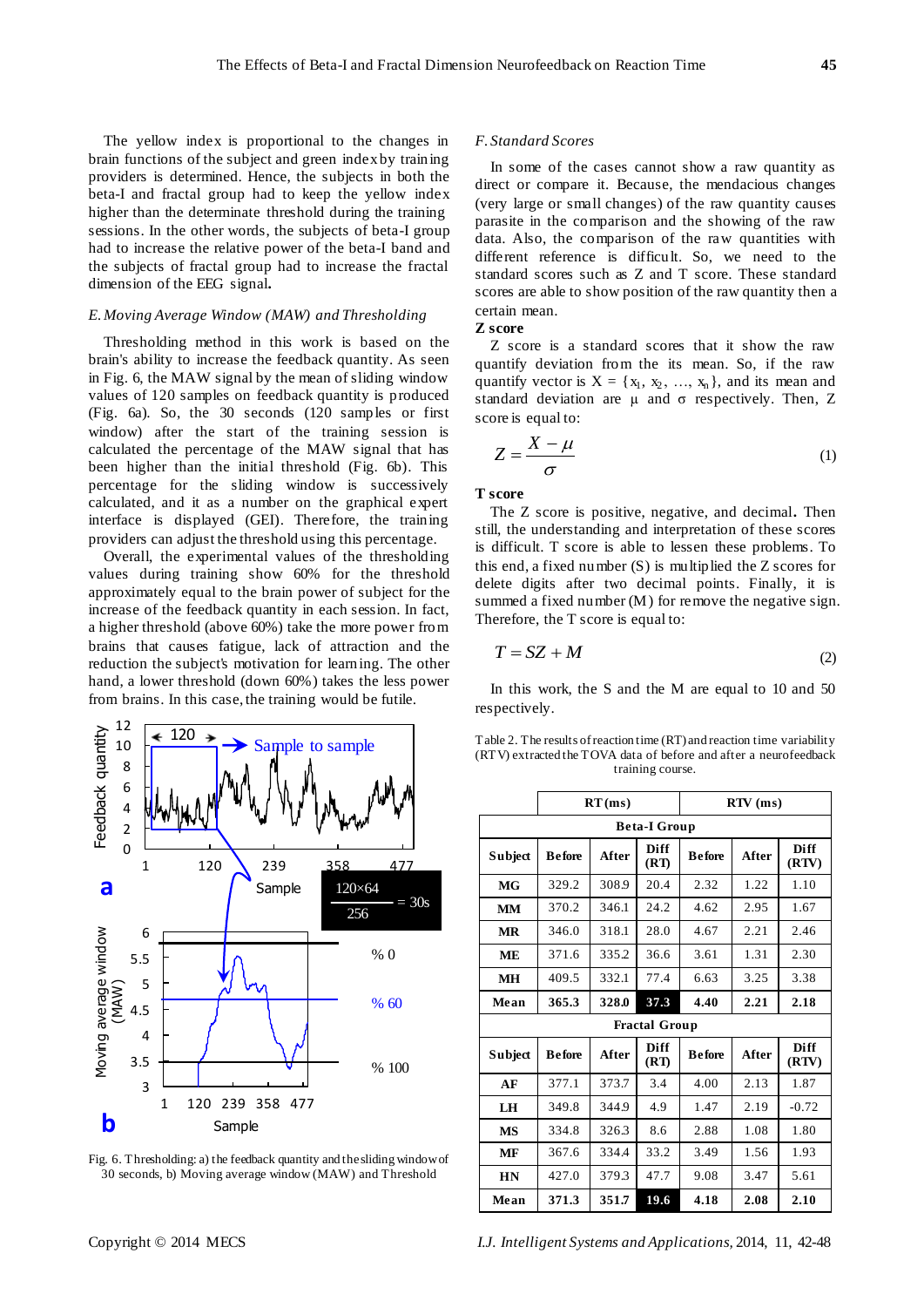The yellow index is proportional to the changes in brain functions of the subject and green index by training providers is determined. Hence, the subjects in both the beta-I and fractal group had to keep the yellow index higher than the determinate threshold during the training sessions. In the other words, the subjects of beta-I group had to increase the relative power of the beta-I band and the subjects of fractal group had to increase the fractal dimension of the EEG signal.

### *E. Moving Average Window (MAW) and Thresholding*

Thresholding method in this work is based on the brain's ability to increase the feedback quantity. As seen in Fig. 6, the MAW signal by the mean of sliding window values of 120 samples on feedback quantity is produced (Fig. 6a). So, the 30 seconds (120 samples or first window) after the start of the training session is calculated the percentage of the MAW signal that has been higher than the initial threshold (Fig. 6b). This percentage for the sliding window is successively calculated, and it as a number on the graphical expert interface is displayed (GEI). Therefore, the training providers can adjust the threshold using this percentage.

Overall, the experimental values of the thresholding values during training show 60% for the threshold approximately equal to the brain power of subject for the increase of the feedback quantity in each session. In fact, a higher threshold (above 60%) take the more power from brains that causes fatigue, lack of attraction and the reduction the subject's motivation for learning. The other hand, a lower threshold (down 60%) takes the less power from brains. In this case, the training would be futile.

Fig. 6. Thresholding: a) the feedback quantity and the sliding window of 30 seconds, b) Moving average window (MAW) and Threshold

### *F. Standard Scores*

In some of the cases cannot show a raw quantity as direct or compare it. Because, the mendacious changes (very large or small changes) of the raw quantity causes parasite in the comparison and the showing of the raw data. Also, the comparison of the raw quantities with different reference is difficult. So, we need to the standard scores such as Z and T score. These standard scores are able to show position of the raw quantity then a certain mean.

**Z score**

Z score is a standard scores that it show the raw quantify deviation from the its mean. So, if the raw quantify vector is $X = \{x_1, x_2, \ldots, x_n\}$, and its mean and standard deviation are $\mu$ and $\sigma$ respectively. Then, Z score is equal to:

$$Z = \frac{X - \mu}{\sigma} \tag{1}$$

**T score**

The Z score is positive, negative, and decimal. Then still, the understanding and interpretation of these scores is difficult. T score is able to lessen these problems. To this end, a fixed number (S) is multiplied the Z scores for delete digits after two decimal points. Finally, it is summed a fixed number (M) for remove the negative sign. Therefore, the T score is equal to:

$$T = SZ + M \tag{2}$$

In this work, the S and the M are equal to 10 and 50 respectively.

Table 2. The results of reaction time (RT) and reaction time variability (RTV) extracted the TOVA data of before and after a neurofeedback training course.

| | RT (ms) | | | RTV (ms) | | |
|---|---|---|---|---|---|---|
| **Beta-I Group** | | | | | | |
| **Subject** | **Before** | **After** | **Diff (RT)** | **Before** | **After** | **Diff (RTV)** |
| **MG** | 329.2 | 308.9 | 20.4 | 2.32 | 1.22 | 1.10 |
| **MM** | 370.2 | 346.1 | 24.2 | 4.62 | 2.95 | 1.67 |
| **MR** | 346.0 | 318.1 | 28.0 | 4.67 | 2.21 | 2.46 |
| **ME** | 371.6 | 335.2 | 36.6 | 3.61 | 1.31 | 2.30 |
| **MH** | 409.5 | 332.1 | 77.4 | 6.63 | 3.25 | 3.38 |
| **Mean** | **365.3** | **328.0** | **37.3** | **4.40** | **2.21** | **2.18** |
| **Fractal Group** | | | | | | |
| **Subject** | **Before** | **After** | **Diff (RT)** | **Before** | **After** | **Diff (RTV)** |
| **AF** | 377.1 | 373.7 | 3.4 | 4.00 | 2.13 | 1.87 |
| **LH** | 349.8 | 344.9 | 4.9 | 1.47 | 2.19 | -0.72 |
| **MS** | 334.8 | 326.3 | 8.6 | 2.88 | 1.08 | 1.80 |
| **MF** | 367.6 | 334.4 | 33.2 | 3.49 | 1.56 | 1.93 |
| **HN** | 427.0 | 379.3 | 47.7 | 9.08 | 3.47 | 5.61 |
| **Mean** | **371.3** | **351.7** | **19.6** | **4.18** | **2.08** | **2.10** |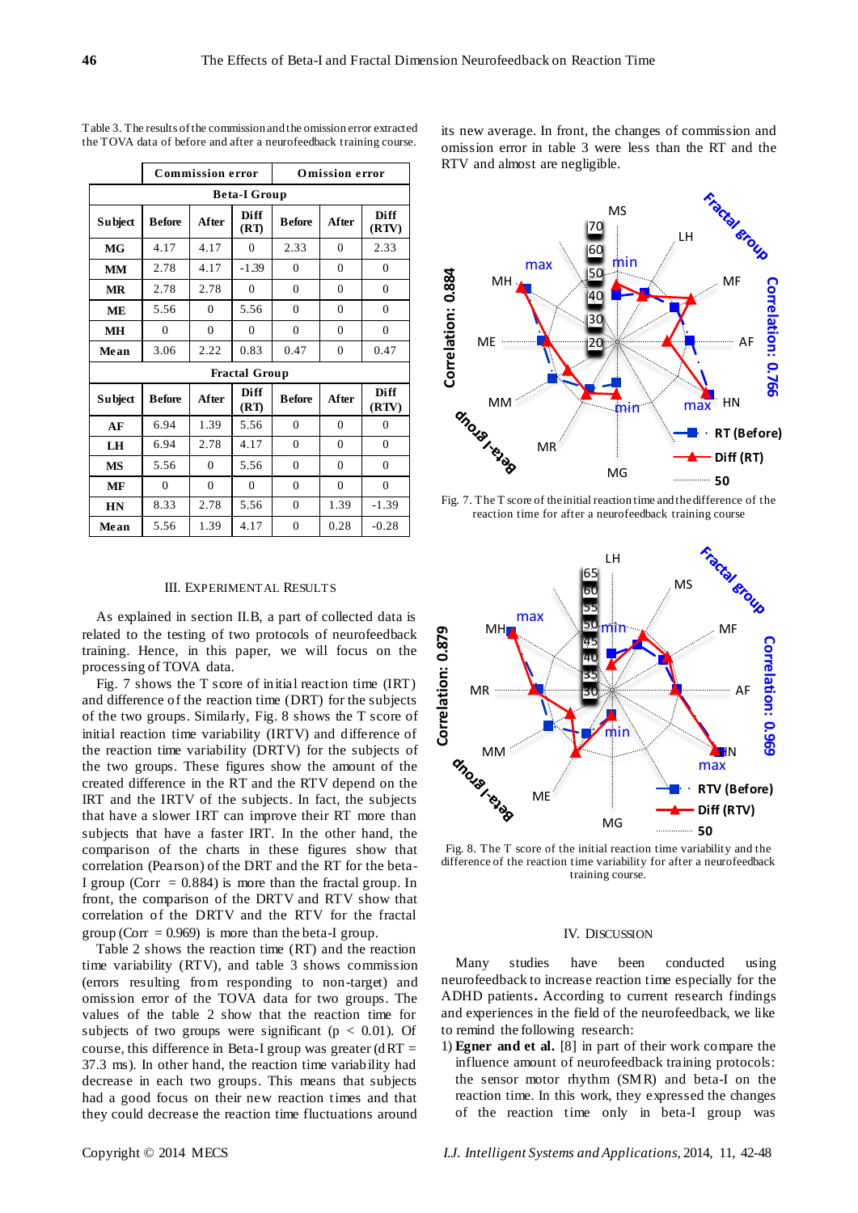Table 3. The results of the commission and the omission error extracted the TOVA data of before and after a neurofeedback training course.

| | Commission error | | | Omission error | | |
|---|---|---|---|---|---|---|
| **Beta-I Group** | | | | | | |
| **Subject** | **Before** | **After** | **Diff (RT)** | **Before** | **After** | **Diff (RTV)** |
| **MG** | 4.17 | 4.17 | 0 | 2.33 | 0 | 2.33 |
| **MM** | 2.78 | 4.17 | -1.39 | 0 | 0 | 0 |
| **MR** | 2.78 | 2.78 | 0 | 0 | 0 | 0 |
| **ME** | 5.56 | 0 | 5.56 | 0 | 0 | 0 |
| **MH** | 0 | 0 | 0 | 0 | 0 | 0 |
| **Mean** | 3.06 | 2.22 | 0.83 | 0.47 | 0 | 0.47 |
| **Fractal Group** | | | | | | |
| **Subject** | **Before** | **After** | **Diff (RT)** | **Before** | **After** | **Diff (RTV)** |
| **AF** | 6.94 | 1.39 | 5.56 | 0 | 0 | 0 |
| **LH** | 6.94 | 2.78 | 4.17 | 0 | 0 | 0 |
| **MS** | 5.56 | 0 | 5.56 | 0 | 0 | 0 |
| **MF** | 0 | 0 | 0 | 0 | 0 | 0 |
| **HN** | 8.33 | 2.78 | 5.56 | 0 | 1.39 | -1.39 |
| **Mean** | 5.56 | 1.39 | 4.17 | 0 | 0.28 | -0.28 |

## III. Experimental Results

As explained in section II.B, a part of collected data is related to the testing of two protocols of neurofeedback training. Hence, in this paper, we will focus on the processing of TOVA data.

Fig. 7 shows the T score of initial reaction time (IRT) and difference of the reaction time (DRT) for the subjects of the two groups. Similarly, Fig. 8 shows the T score of initial reaction time variability (IRTV) and difference of the reaction time variability (DRTV) for the subjects of the two groups. These figures show the amount of the created difference in the RT and the RTV depend on the IRT and the IRTV of the subjects. In fact, the subjects that have a slower IRT can improve their RT more than subjects that have a faster IRT. In the other hand, the comparison of the charts in these figures show that correlation (Pearson) of the DRT and the RT for the beta-I group (Corr = 0.884) is more than the fractal group. In front, the comparison of the DRTV and RTV show that correlation of the DRTV and the RTV for the fractal group (Corr = 0.969) is more than the beta-I group.

Table 2 shows the reaction time (RT) and the reaction time variability (RTV), and table 3 shows commission (errors resulting from responding to non-target) and omission error of the TOVA data for two groups. The values of the table 2 show that the reaction time for subjects of two groups were significant ($p < 0.01$). Of course, this difference in Beta-I group was greater (dRT = 37.3 ms). In other hand, the reaction time variability had decrease in each two groups. This means that subjects had a good focus on their new reaction times and that they could decrease the reaction time fluctuations around its new average. In front, the changes of commission and omission error in table 3 were less than the RT and the RTV and almost are negligible.

Fig. 7. The T score of the initial reaction time and the difference of the reaction time for after a neurofeedback training course

Fig. 8. The T score of the initial reaction time variability and the difference of the reaction time variability for after a neurofeedback training course.

## IV. Discussion

Many studies have been conducted using neurofeedback to increase reaction time especially for the ADHD patients. According to current research findings and experiences in the field of the neurofeedback, we like to remind the following research:

1) **Egner and et al.** [8] in part of their work compare the influence amount of neurofeedback training protocols: the sensor motor rhythm (SMR) and beta-I on the reaction time. In this work, they expressed the changes of the reaction time only in beta-I group was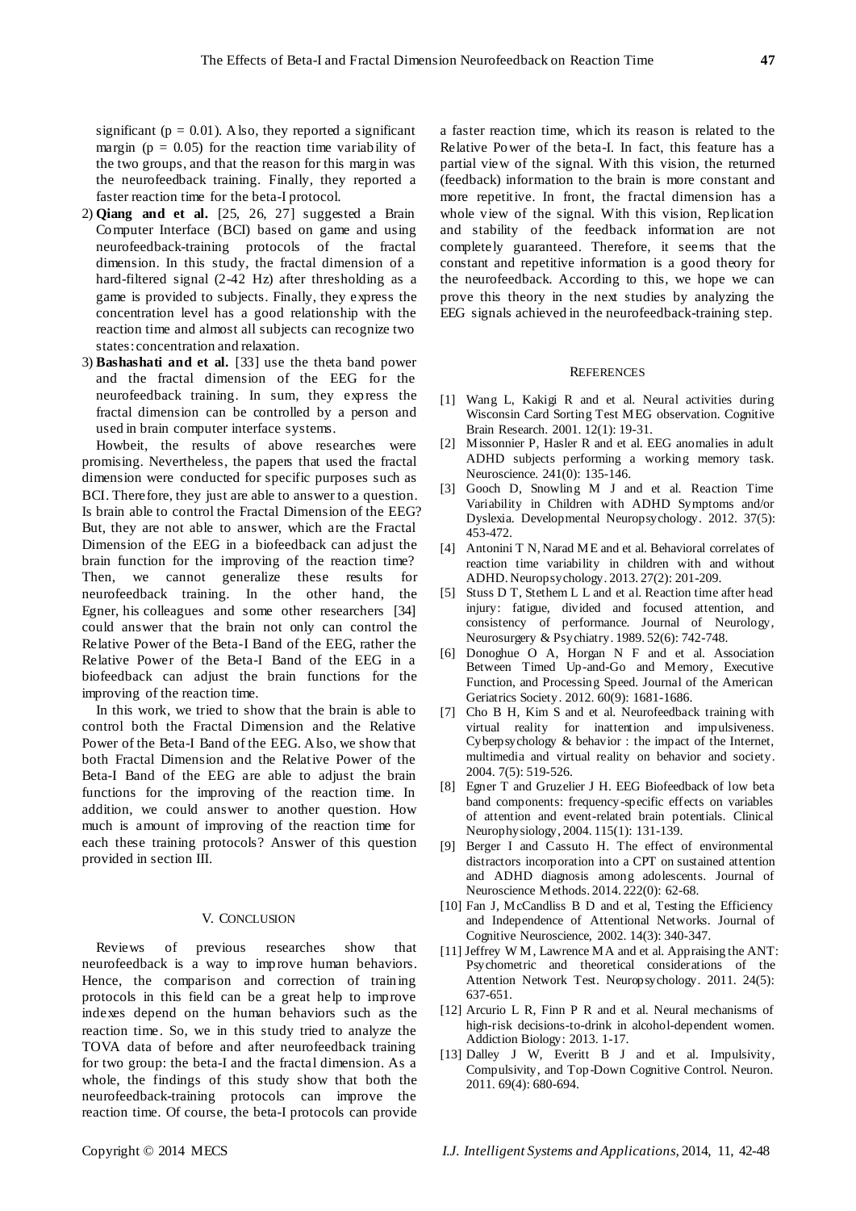significant ($p = 0.01$). Also, they reported a significant margin ($p = 0.05$) for the reaction time variability of the two groups, and that the reason for this margin was the neurofeedback training. Finally, they reported a faster reaction time for the beta-I protocol.

2) **Qiang and et al.** [25, 26, 27] suggested a Brain Computer Interface (BCI) based on game and using neurofeedback-training protocols of the fractal dimension. In this study, the fractal dimension of a hard-filtered signal (2-42 Hz) after thresholding as a game is provided to subjects. Finally, they express the concentration level has a good relationship with the reaction time and almost all subjects can recognize two states: concentration and relaxation.

3) **Bashashati and et al.** [33] use the theta band power and the fractal dimension of the EEG for the neurofeedback training. In sum, they express the fractal dimension can be controlled by a person and used in brain computer interface systems.

Howbeit, the results of above researches were promising. Nevertheless, the papers that used the fractal dimension were conducted for specific purposes such as BCI. Therefore, they just are able to answer to a question. Is brain able to control the Fractal Dimension of the EEG? But, they are not able to answer, which are the Fractal Dimension of the EEG in a biofeedback can adjust the brain function for the improving of the reaction time? Then, we cannot generalize these results for neurofeedback training. In the other hand, the Egner, his colleagues and some other researchers [34] could answer that the brain not only can control the Relative Power of the Beta-I Band of the EEG, rather the Relative Power of the Beta-I Band of the EEG in a biofeedback can adjust the brain functions for the improving of the reaction time.

In this work, we tried to show that the brain is able to control both the Fractal Dimension and the Relative Power of the Beta-I Band of the EEG. Also, we show that both Fractal Dimension and the Relative Power of the Beta-I Band of the EEG are able to adjust the brain functions for the improving of the reaction time. In addition, we could answer to another question. How much is amount of improving of the reaction time for each these training protocols? Answer of this question provided in section III.

## V. Conclusion

Reviews of previous researches show that neurofeedback is a way to improve human behaviors. Hence, the comparison and correction of training protocols in this field can be a great help to improve indexes depend on the human behaviors such as the reaction time. So, we in this study tried to analyze the TOVA data of before and after neurofeedback training for two group: the beta-I and the fractal dimension. As a whole, the findings of this study show that both the neurofeedback-training protocols can improve the reaction time. Of course, the beta-I protocols can provide a faster reaction time, which its reason is related to the Relative Power of the beta-I. In fact, this feature has a partial view of the signal. With this vision, the returned (feedback) information to the brain is more constant and more repetitive. In front, the fractal dimension has a whole view of the signal. With this vision, Replication and stability of the feedback information are not completely guaranteed. Therefore, it seems that the constant and repetitive information is a good theory for the neurofeedback. According to this, we hope we can prove this theory in the next studies by analyzing the EEG signals achieved in the neurofeedback-training step.

## References

[1] Wang L, Kakigi R and et al. Neural activities during Wisconsin Card Sorting Test MEG observation. Cognitive Brain Research. 2001. 12(1): 19-31.

[2] Missonnier P, Hasler R and et al. EEG anomalies in adult ADHD subjects performing a working memory task. Neuroscience. 241(0): 135-146.

[3] Gooch D, Snowling M J and et al. Reaction Time Variability in Children with ADHD Symptoms and/or Dyslexia. Developmental Neuropsychology. 2012. 37(5): 453-472.

[4] Antonini T N, Narad ME and et al. Behavioral correlates of reaction time variability in children with and without ADHD. Neuropsychology. 2013. 27(2): 201-209.

[5] Stuss D T, Stethem L L and et al. Reaction time after head injury: fatigue, divided and focused attention, and consistency of performance. Journal of Neurology, Neurosurgery & Psychiatry. 1989. 52(6): 742-748.

[6] Donoghue O A, Horgan N F and et al. Association Between Timed Up-and-Go and Memory, Executive Function, and Processing Speed. Journal of the American Geriatrics Society. 2012. 60(9): 1681-1686.

[7] Cho B H, Kim S and et al. Neurofeedback training with virtual reality for inattention and impulsiveness. Cyberpsychology & behavior : the impact of the Internet, multimedia and virtual reality on behavior and society. 2004. 7(5): 519-526.

[8] Egner T and Gruzelier J H. EEG Biofeedback of low beta band components: frequency-specific effects on variables of attention and event-related brain potentials. Clinical Neurophysiology, 2004. 115(1): 131-139.

[9] Berger I and Cassuto H. The effect of environmental distractors incorporation into a CPT on sustained attention and ADHD diagnosis among adolescents. Journal of Neuroscience Methods. 2014. 222(0): 62-68.

[10] Fan J, McCandliss B D and et al, Testing the Efficiency and Independence of Attentional Networks. Journal of Cognitive Neuroscience, 2002. 14(3): 340-347.

[11] Jeffrey W M, Lawrence MA and et al. Appraising the ANT: Psychometric and theoretical considerations of the Attention Network Test. Neuropsychology. 2011. 24(5): 637-651.

[12] Arcurio L R, Finn P R and et al. Neural mechanisms of high-risk decisions-to-drink in alcohol-dependent women. Addiction Biology: 2013. 1-17.

[13] Dalley J W, Everitt B J and et al. Impulsivity, Compulsivity, and Top-Down Cognitive Control. Neuron. 2011. 69(4): 680-694.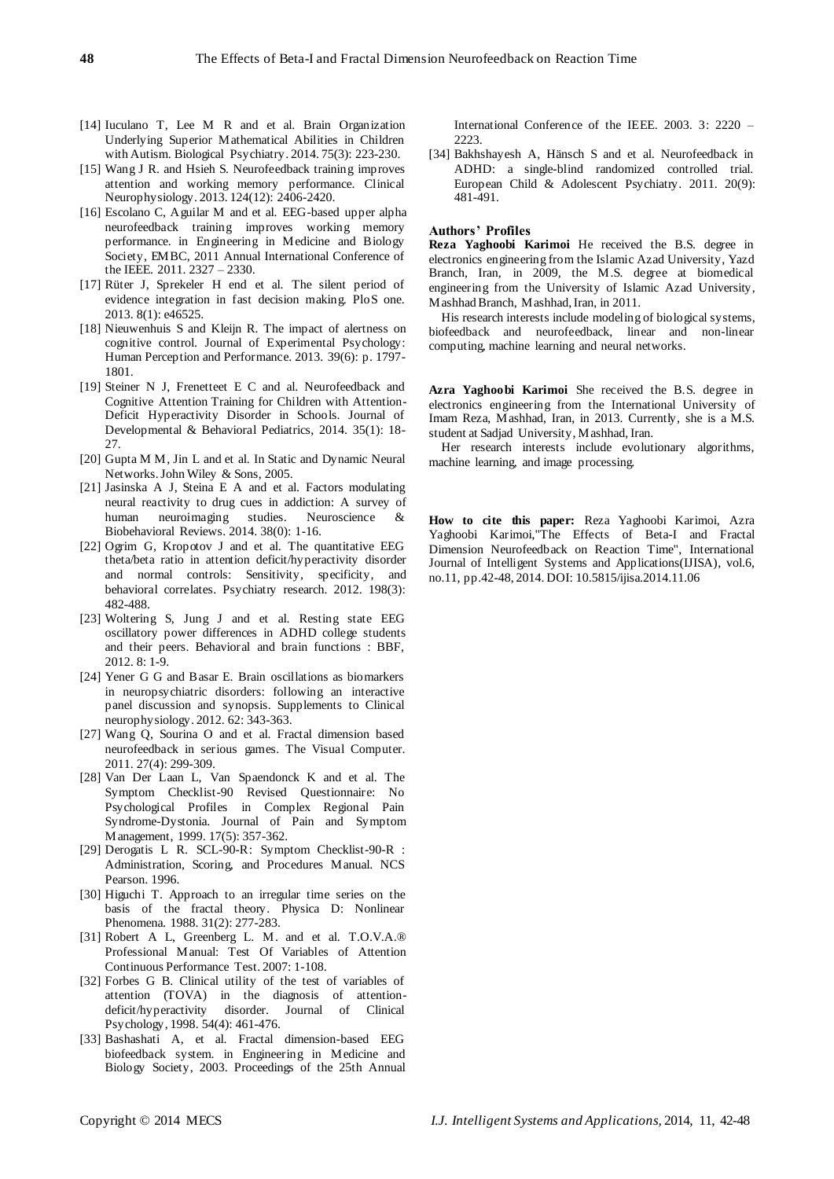[14] Iuculano T, Lee M R and et al. Brain Organization Underlying Superior Mathematical Abilities in Children with Autism. Biological Psychiatry. 2014. 75(3): 223-230.

[15] Wang J R. and Hsieh S. Neurofeedback training improves attention and working memory performance. Clinical Neurophysiology. 2013. 124(12): 2406-2420.

[16] Escolano C, Aguilar M and et al. EEG-based upper alpha neurofeedback training improves working memory performance. in Engineering in Medicine and Biology Society, EMBC, 2011 Annual International Conference of the IEEE. 2011. 2327 – 2330.

[17] Rüter J, Sprekeler H end et al. The silent period of evidence integration in fast decision making. PloS one. 2013. 8(1): e46525.

[18] Nieuwenhuis S and Kleijn R. The impact of alertness on cognitive control. Journal of Experimental Psychology: Human Perception and Performance. 2013. 39(6): p. 1797-1801.

[19] Steiner N J, Frenetteet E C and al. Neurofeedback and Cognitive Attention Training for Children with Attention-Deficit Hyperactivity Disorder in Schools. Journal of Developmental & Behavioral Pediatrics, 2014. 35(1): 18-27.

[20] Gupta M M, Jin L and et al. In Static and Dynamic Neural Networks. John Wiley & Sons, 2005.

[21] Jasinska A J, Steina E A and et al. Factors modulating neural reactivity to drug cues in addiction: A survey of human neuroimaging studies. Neuroscience & Biobehavioral Reviews. 2014. 38(0): 1-16.

[22] Ogrim G, Kropotov J and et al. The quantitative EEG theta/beta ratio in attention deficit/hyperactivity disorder and normal controls: Sensitivity, specificity, and behavioral correlates. Psychiatry research. 2012. 198(3): 482-488.

[23] Woltering S, Jung J and et al. Resting state EEG oscillatory power differences in ADHD college students and their peers. Behavioral and brain functions : BBF, 2012. 8: 1-9.

[24] Yener G G and Basar E. Brain oscillations as biomarkers in neuropsychiatric disorders: following an interactive panel discussion and synopsis. Supplements to Clinical neurophysiology. 2012. 62: 343-363.

[27] Wang Q, Sourina O and et al. Fractal dimension based neurofeedback in serious games. The Visual Computer. 2011. 27(4): 299-309.

[28] Van Der Laan L, Van Spaendonck K and et al. The Symptom Checklist-90 Revised Questionnaire: No Psychological Profiles in Complex Regional Pain Syndrome-Dystonia. Journal of Pain and Symptom Management, 1999. 17(5): 357-362.

[29] Derogatis L R. SCL-90-R: Symptom Checklist-90-R : Administration, Scoring, and Procedures Manual. NCS Pearson. 1996.

[30] Higuchi T. Approach to an irregular time series on the basis of the fractal theory. Physica D: Nonlinear Phenomena. 1988. 31(2): 277-283.

[31] Robert A L, Greenberg L. M. and et al. T.O.V.A.® Professional Manual: Test Of Variables of Attention Continuous Performance Test. 2007: 1-108.

[32] Forbes G B. Clinical utility of the test of variables of attention (TOVA) in the diagnosis of attention-deficit/hyperactivity disorder. Journal of Clinical Psychology, 1998. 54(4): 461-476.

[33] Bashashati A, et al. Fractal dimension-based EEG biofeedback system. in Engineering in Medicine and Biology Society, 2003. Proceedings of the 25th Annual International Conference of the IEEE. 2003. 3: 2220 – 2223.

[34] Bakhshayesh A, Hänsch S and et al. Neurofeedback in ADHD: a single-blind randomized controlled trial. European Child & Adolescent Psychiatry. 2011. 20(9): 481-491.

## Authors' Profiles

**Reza Yaghoobi Karimoi** He received the B.S. degree in electronics engineering from the Islamic Azad University, Yazd Branch, Iran, in 2009, the M.S. degree at biomedical engineering from the University of Islamic Azad University, Mashhad Branch, Mashhad, Iran, in 2011.

His research interests include modeling of biological systems, biofeedback and neurofeedback, linear and non-linear computing, machine learning and neural networks.

**Azra Yaghoobi Karimoi** She received the B.S. degree in electronics engineering from the International University of Imam Reza, Mashhad, Iran, in 2013. Currently, she is a M.S. student at Sadjad University, Mashhad, Iran.

Her research interests include evolutionary algorithms, machine learning, and image processing.

**How to cite this paper:** Reza Yaghoobi Karimoi, Azra Yaghoobi Karimoi,"The Effects of Beta-I and Fractal Dimension Neurofeedback on Reaction Time", International Journal of Intelligent Systems and Applications(IJISA), vol.6, no.11, pp.42-48, 2014. DOI: 10.5815/ijisa.2014.11.06